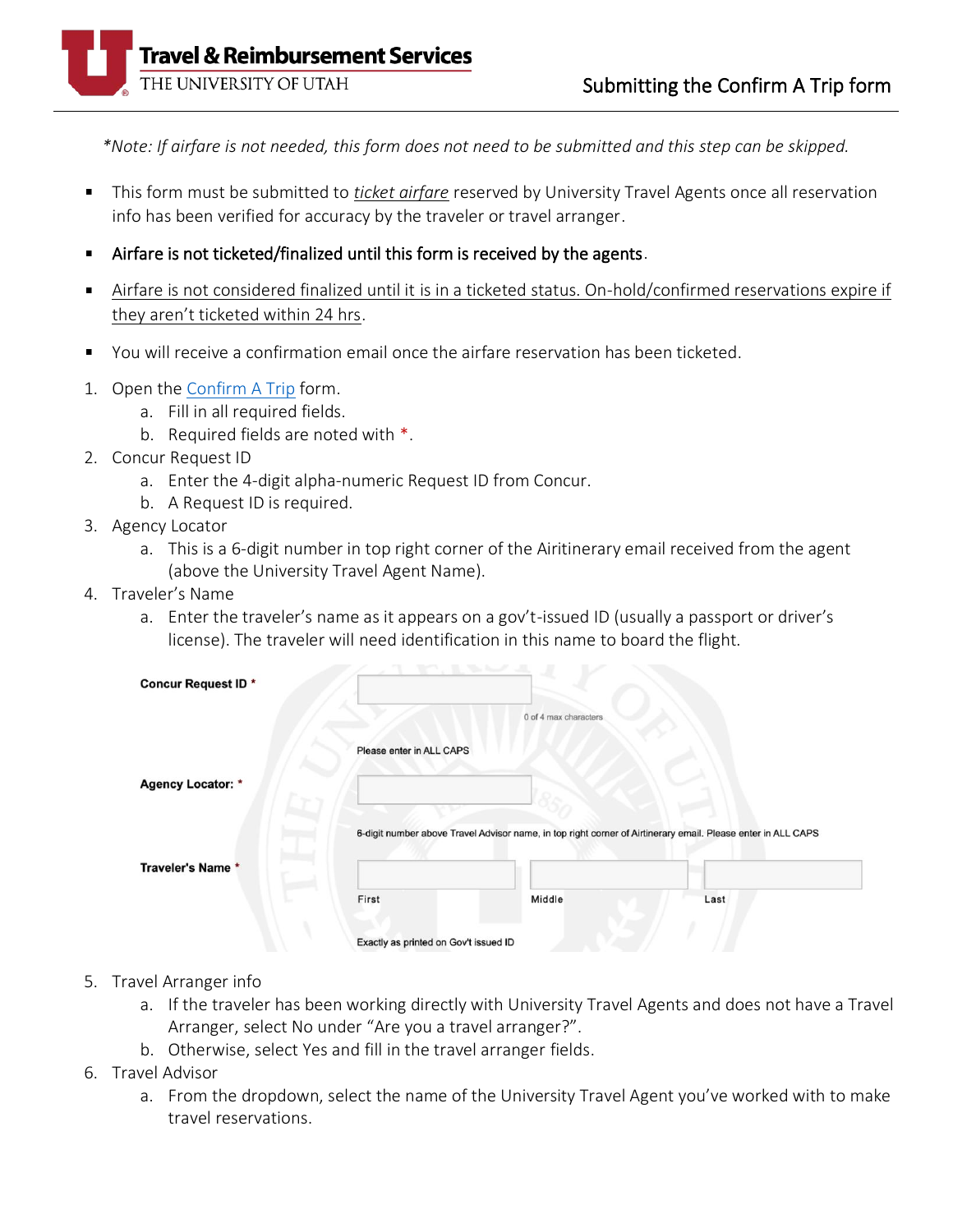# Submitting the Confirm A Trip form

Travel & Reimbursement Services
THE UNIVERSITY OF UTAH

*\*Note: If airfare is not needed, this form does not need to be submitted and this step can be skipped.*

- This form must be submitted to *ticket airfare* reserved by University Travel Agents once all reservation info has been verified for accuracy by the traveler or travel arranger.
- Airfare is not ticketed/finalized until this form is received by the agents.
- Airfare is not considered finalized until it is in a ticketed status. On-hold/confirmed reservations expire if they aren't ticketed within 24 hrs.
- You will receive a confirmation email once the airfare reservation has been ticketed.

1. Open the [Confirm A Trip]() form.
   a. Fill in all required fields.
   b. Required fields are noted with *.
2. Concur Request ID
   a. Enter the 4-digit alpha-numeric Request ID from Concur.
   b. A Request ID is required.
3. Agency Locator
   a. This is a 6-digit number in top right corner of the Airitinerary email received from the agent (above the University Travel Agent Name).
4. Traveler's Name
   a. Enter the traveler's name as it appears on a gov't-issued ID (usually a passport or driver's license). The traveler will need identification in this name to board the flight.

**Concur Request ID** *

0 of 4 max characters

Please enter in ALL CAPS

**Agency Locator:** *

6-digit number above Travel Advisor name, in top right corner of Airtinerary email. Please enter in ALL CAPS

**Traveler's Name** *

First | Middle | Last

Exactly as printed on Gov't issued ID

5. Travel Arranger info
   a. If the traveler has been working directly with University Travel Agents and does not have a Travel Arranger, select No under "Are you a travel arranger?".
   b. Otherwise, select Yes and fill in the travel arranger fields.
6. Travel Advisor
   a. From the dropdown, select the name of the University Travel Agent you've worked with to make travel reservations.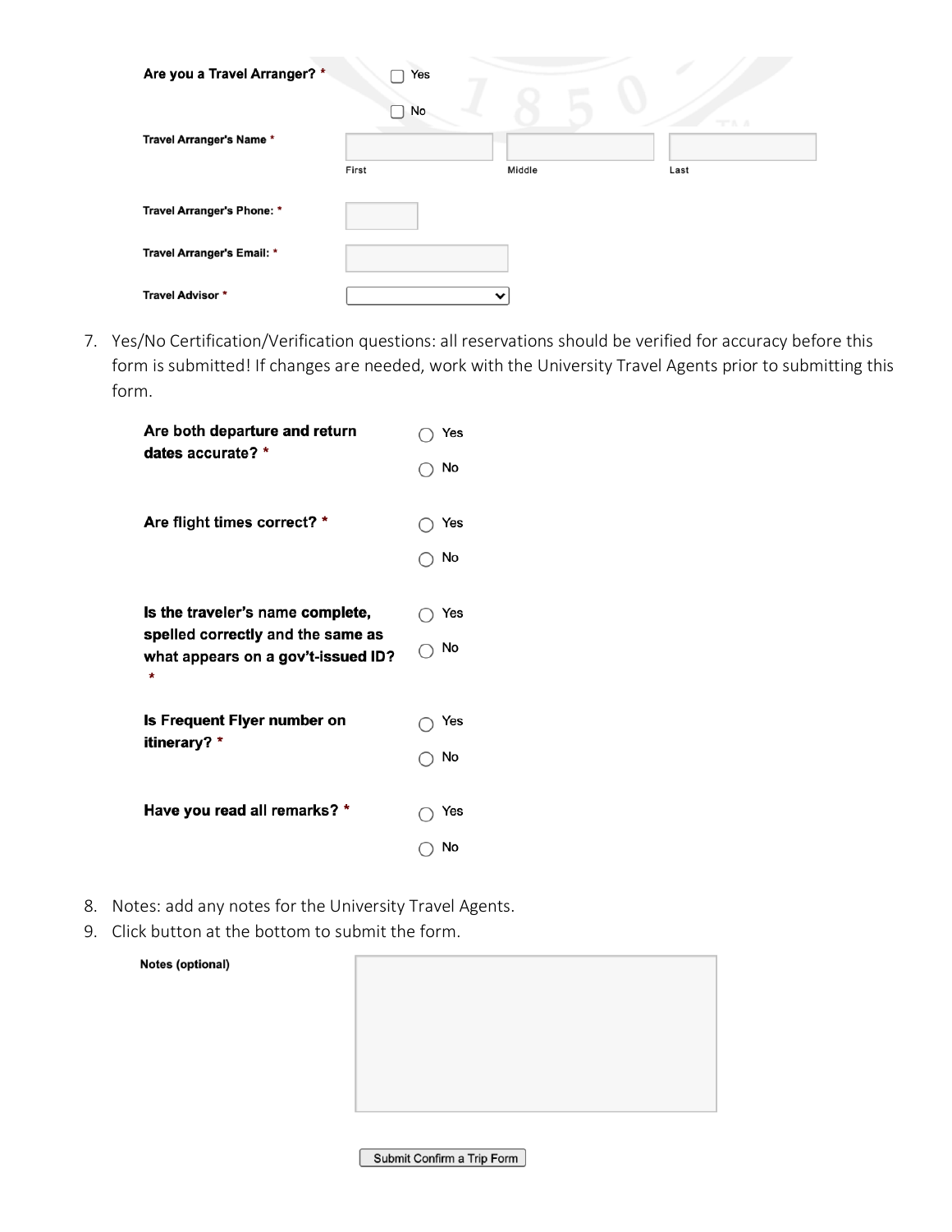**Are you a Travel Arranger?** *

☐ Yes

☐ No

**Travel Arranger's Name** *

First | Middle | Last

**Travel Arranger's Phone:** *

**Travel Arranger's Email:** *

**Travel Advisor** *

7. Yes/No Certification/Verification questions: all reservations should be verified for accuracy before this form is submitted! If changes are needed, work with the University Travel Agents prior to submitting this form.

**Are both departure and return dates accurate?** *

◯ Yes

◯ No

**Are flight times correct?** *

◯ Yes

◯ No

**Is the traveler's name complete, spelled correctly and the same as what appears on a gov't-issued ID?** *

◯ Yes

◯ No

**Is Frequent Flyer number on itinerary?** *

◯ Yes

◯ No

**Have you read all remarks?** *

◯ Yes

◯ No

8. Notes: add any notes for the University Travel Agents.
9. Click button at the bottom to submit the form.

**Notes (optional)**

Submit Confirm a Trip Form